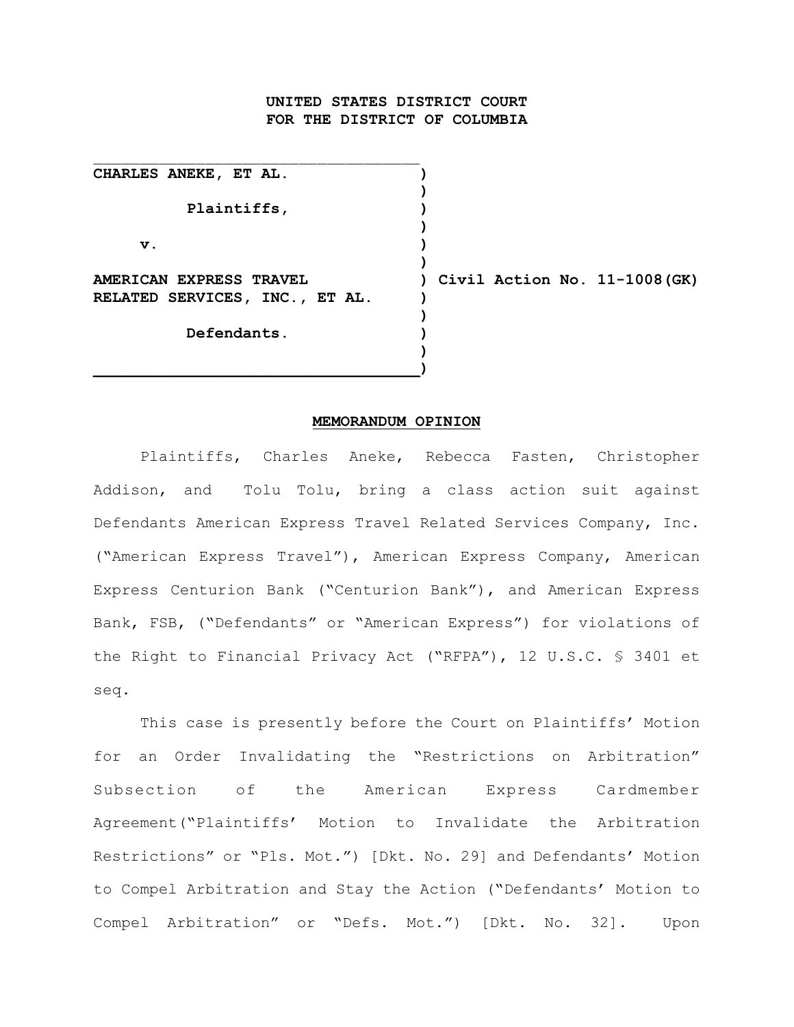**UNITED STATES DISTRICT COURT**
**FOR THE DISTRICT OF COLUMBIA**

| | | |
|---|---|---|
| **CHARLES ANEKE, ET AL.** | ) | |
| **Plaintiffs,** | ) | |
| **v.** | ) | |
| **AMERICAN EXPRESS TRAVEL RELATED SERVICES, INC., ET AL.** | ) | **Civil Action No. 11-1008(GK)** |
| **Defendants.** | ) | |

**MEMORANDUM OPINION**

Plaintiffs, Charles Aneke, Rebecca Fasten, Christopher Addison, and Tolu Tolu, bring a class action suit against Defendants American Express Travel Related Services Company, Inc. ("American Express Travel"), American Express Company, American Express Centurion Bank ("Centurion Bank"), and American Express Bank, FSB, ("Defendants" or "American Express") for violations of the Right to Financial Privacy Act ("RFPA"), 12 U.S.C. § 3401 et seq.

This case is presently before the Court on Plaintiffs' Motion for an Order Invalidating the "Restrictions on Arbitration" Subsection of the American Express Cardmember Agreement("Plaintiffs' Motion to Invalidate the Arbitration Restrictions" or "Pls. Mot.") [Dkt. No. 29] and Defendants' Motion to Compel Arbitration and Stay the Action ("Defendants' Motion to Compel Arbitration" or "Defs. Mot.") [Dkt. No. 32]. Upon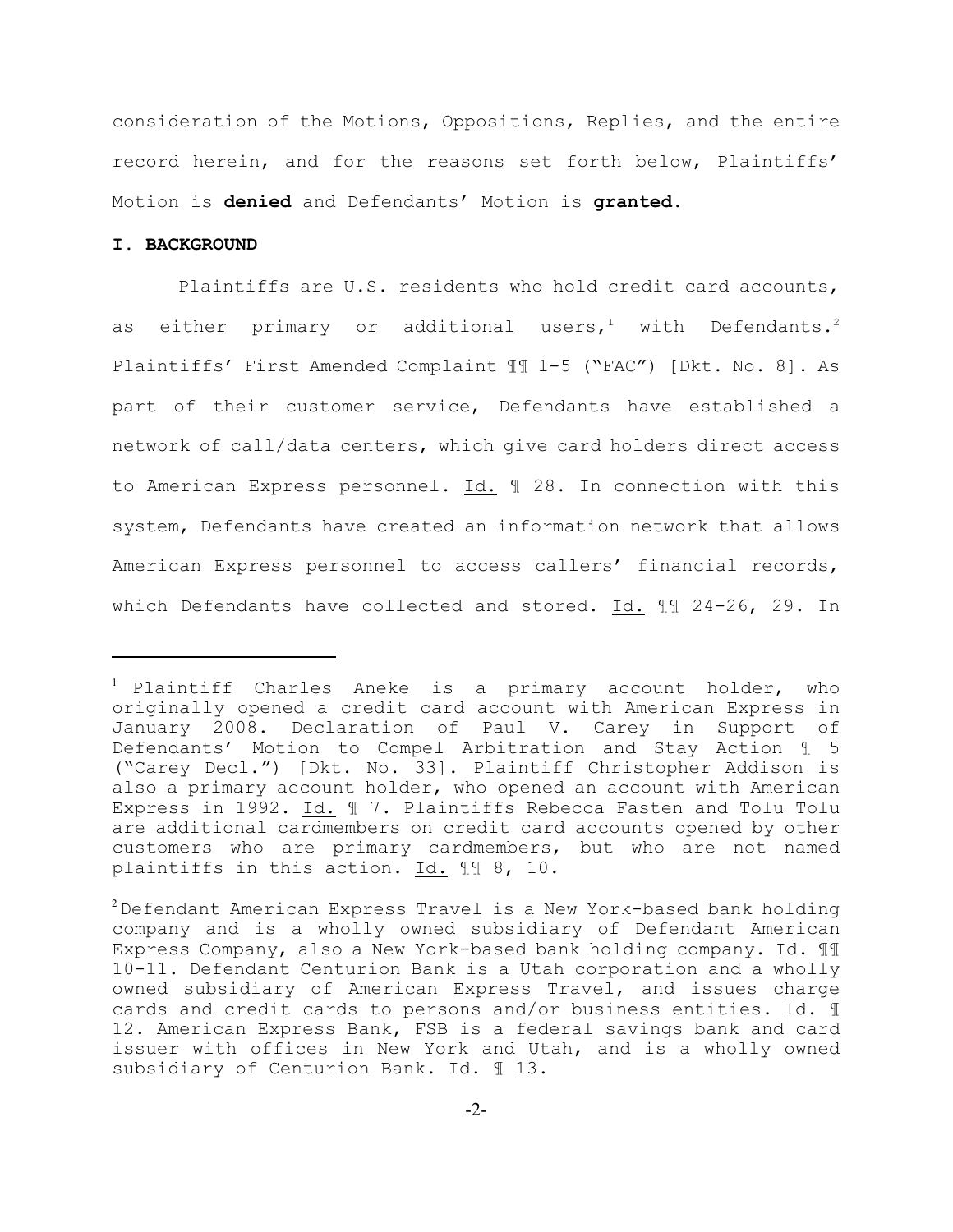consideration of the Motions, Oppositions, Replies, and the entire record herein, and for the reasons set forth below, Plaintiffs' Motion is **denied** and Defendants' Motion is **granted**.

## I. BACKGROUND

Plaintiffs are U.S. residents who hold credit card accounts, as either primary or additional users,[1] with Defendants.[2] Plaintiffs' First Amended Complaint ¶¶ 1-5 ("FAC") [Dkt. No. 8]. As part of their customer service, Defendants have established a network of call/data centers, which give card holders direct access to American Express personnel. Id. ¶ 28. In connection with this system, Defendants have created an information network that allows American Express personnel to access callers' financial records, which Defendants have collected and stored. Id. ¶¶ 24-26, 29. In

---

[1] Plaintiff Charles Aneke is a primary account holder, who originally opened a credit card account with American Express in January 2008. Declaration of Paul V. Carey in Support of Defendants' Motion to Compel Arbitration and Stay Action ¶ 5 ("Carey Decl.") [Dkt. No. 33]. Plaintiff Christopher Addison is also a primary account holder, who opened an account with American Express in 1992. Id. ¶ 7. Plaintiffs Rebecca Fasten and Tolu Tolu are additional cardmembers on credit card accounts opened by other customers who are primary cardmembers, but who are not named plaintiffs in this action. Id. ¶¶ 8, 10.

[2] Defendant American Express Travel is a New York-based bank holding company and is a wholly owned subsidiary of Defendant American Express Company, also a New York-based bank holding company. Id. ¶¶ 10-11. Defendant Centurion Bank is a Utah corporation and a wholly owned subsidiary of American Express Travel, and issues charge cards and credit cards to persons and/or business entities. Id. ¶ 12. American Express Bank, FSB is a federal savings bank and card issuer with offices in New York and Utah, and is a wholly owned subsidiary of Centurion Bank. Id. ¶ 13.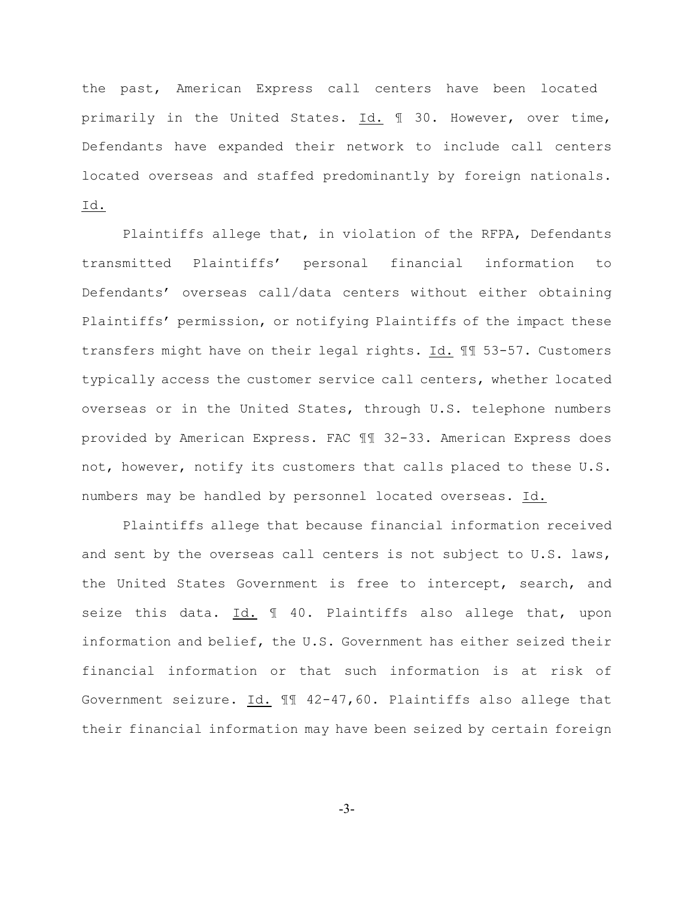the past, American Express call centers have been located primarily in the United States. Id. ¶ 30. However, over time, Defendants have expanded their network to include call centers located overseas and staffed predominantly by foreign nationals. Id.

Plaintiffs allege that, in violation of the RFPA, Defendants transmitted Plaintiffs' personal financial information to Defendants' overseas call/data centers without either obtaining Plaintiffs' permission, or notifying Plaintiffs of the impact these transfers might have on their legal rights. Id. ¶¶ 53-57. Customers typically access the customer service call centers, whether located overseas or in the United States, through U.S. telephone numbers provided by American Express. FAC ¶¶ 32-33. American Express does not, however, notify its customers that calls placed to these U.S. numbers may be handled by personnel located overseas. Id.

Plaintiffs allege that because financial information received and sent by the overseas call centers is not subject to U.S. laws, the United States Government is free to intercept, search, and seize this data. Id. ¶ 40. Plaintiffs also allege that, upon information and belief, the U.S. Government has either seized their financial information or that such information is at risk of Government seizure. Id. ¶¶ 42-47,60. Plaintiffs also allege that their financial information may have been seized by certain foreign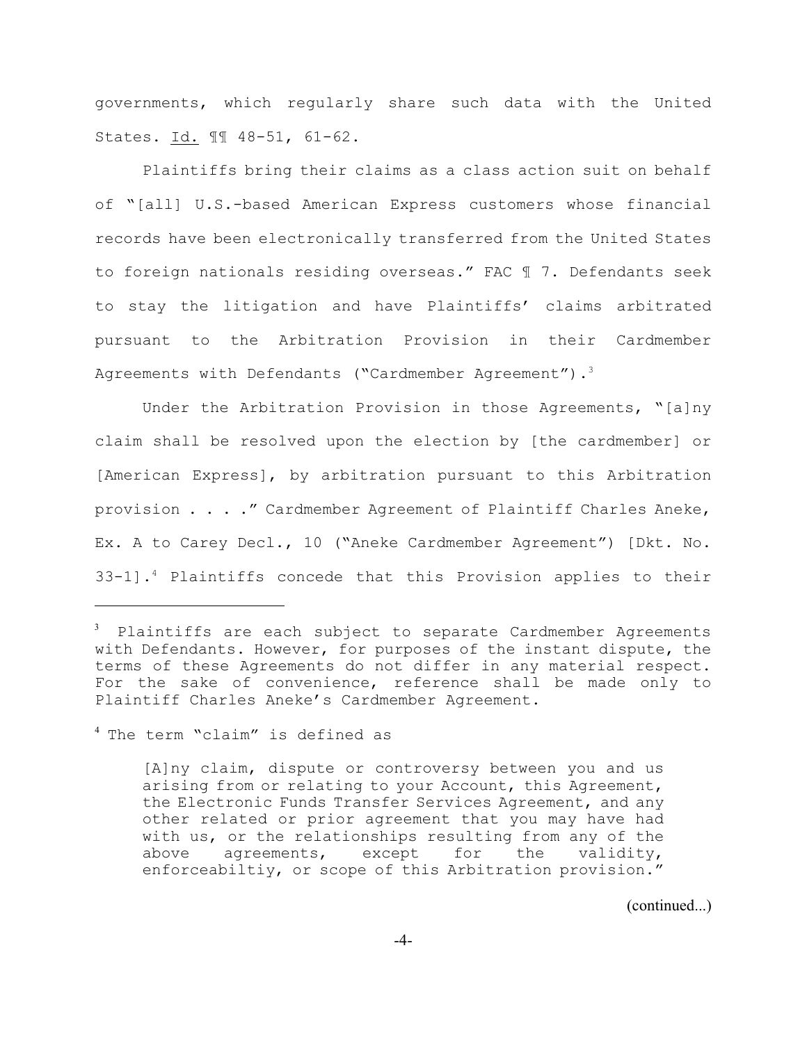governments, which regularly share such data with the United States. Id. ¶¶ 48-51, 61-62.

Plaintiffs bring their claims as a class action suit on behalf of "[all] U.S.-based American Express customers whose financial records have been electronically transferred from the United States to foreign nationals residing overseas." FAC ¶ 7. Defendants seek to stay the litigation and have Plaintiffs' claims arbitrated pursuant to the Arbitration Provision in their Cardmember Agreements with Defendants ("Cardmember Agreement").[3]

Under the Arbitration Provision in those Agreements, "[a]ny claim shall be resolved upon the election by [the cardmember] or [American Express], by arbitration pursuant to this Arbitration provision . . . ." Cardmember Agreement of Plaintiff Charles Aneke, Ex. A to Carey Decl., 10 ("Aneke Cardmember Agreement") [Dkt. No. 33-1].[4] Plaintiffs concede that this Provision applies to their

---

[3] Plaintiffs are each subject to separate Cardmember Agreements with Defendants. However, for purposes of the instant dispute, the terms of these Agreements do not differ in any material respect. For the sake of convenience, reference shall be made only to Plaintiff Charles Aneke's Cardmember Agreement.

[4] The term "claim" is defined as

> [A]ny claim, dispute or controversy between you and us arising from or relating to your Account, this Agreement, the Electronic Funds Transfer Services Agreement, and any other related or prior agreement that you may have had with us, or the relationships resulting from any of the above agreements, except for the validity, enforceabiltiy, or scope of this Arbitration provision."

(continued...)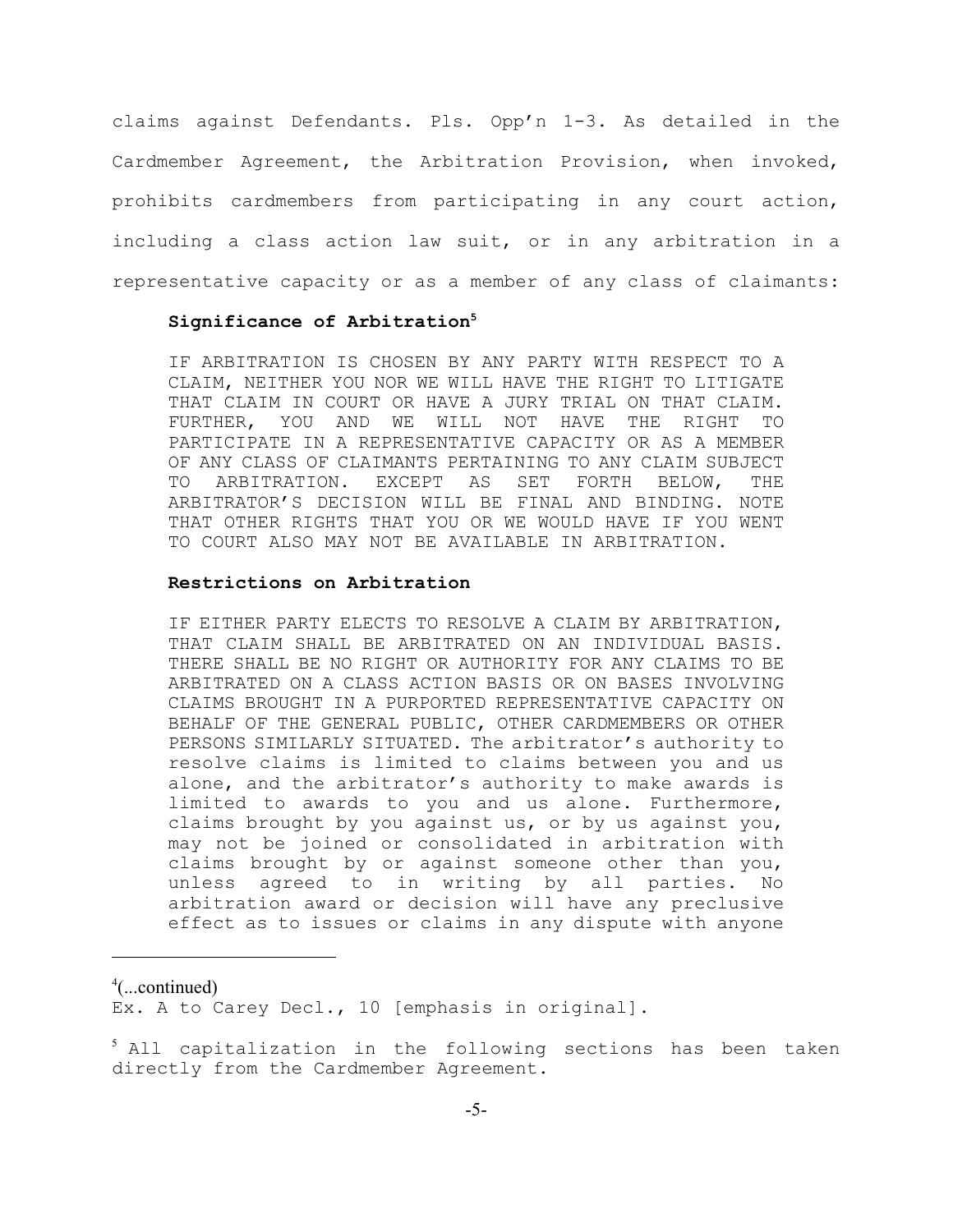claims against Defendants. Pls. Opp'n 1-3. As detailed in the Cardmember Agreement, the Arbitration Provision, when invoked, prohibits cardmembers from participating in any court action, including a class action law suit, or in any arbitration in a representative capacity or as a member of any class of claimants:

> **Significance of Arbitration**[5]
>
> IF ARBITRATION IS CHOSEN BY ANY PARTY WITH RESPECT TO A CLAIM, NEITHER YOU NOR WE WILL HAVE THE RIGHT TO LITIGATE THAT CLAIM IN COURT OR HAVE A JURY TRIAL ON THAT CLAIM. FURTHER, YOU AND WE WILL NOT HAVE THE RIGHT TO PARTICIPATE IN A REPRESENTATIVE CAPACITY OR AS A MEMBER OF ANY CLASS OF CLAIMANTS PERTAINING TO ANY CLAIM SUBJECT TO ARBITRATION. EXCEPT AS SET FORTH BELOW, THE ARBITRATOR'S DECISION WILL BE FINAL AND BINDING. NOTE THAT OTHER RIGHTS THAT YOU OR WE WOULD HAVE IF YOU WENT TO COURT ALSO MAY NOT BE AVAILABLE IN ARBITRATION.
>
> **Restrictions on Arbitration**
>
> IF EITHER PARTY ELECTS TO RESOLVE A CLAIM BY ARBITRATION, THAT CLAIM SHALL BE ARBITRATED ON AN INDIVIDUAL BASIS. THERE SHALL BE NO RIGHT OR AUTHORITY FOR ANY CLAIMS TO BE ARBITRATED ON A CLASS ACTION BASIS OR ON BASES INVOLVING CLAIMS BROUGHT IN A PURPORTED REPRESENTATIVE CAPACITY ON BEHALF OF THE GENERAL PUBLIC, OTHER CARDMEMBERS OR OTHER PERSONS SIMILARLY SITUATED. The arbitrator's authority to resolve claims is limited to claims between you and us alone, and the arbitrator's authority to make awards is limited to awards to you and us alone. Furthermore, claims brought by you against us, or by us against you, may not be joined or consolidated in arbitration with claims brought by or against someone other than you, unless agreed to in writing by all parties. No arbitration award or decision will have any preclusive effect as to issues or claims in any dispute with anyone

---

[4](...continued)
Ex. A to Carey Decl., 10 [emphasis in original].

[5] All capitalization in the following sections has been taken directly from the Cardmember Agreement.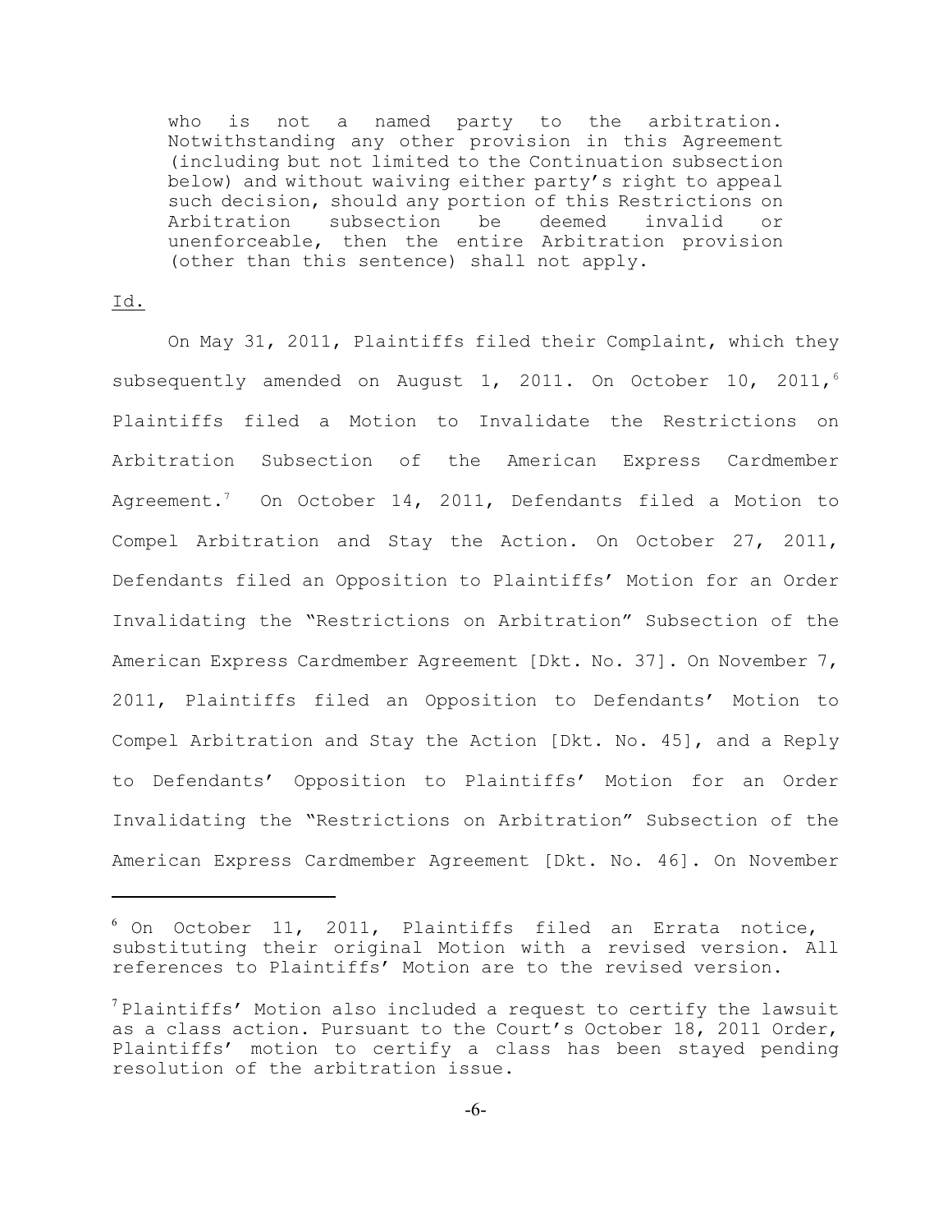> who is not a named party to the arbitration. Notwithstanding any other provision in this Agreement (including but not limited to the Continuation subsection below) and without waiving either party's right to appeal such decision, should any portion of this Restrictions on Arbitration subsection be deemed invalid or unenforceable, then the entire Arbitration provision (other than this sentence) shall not apply.

Id.

On May 31, 2011, Plaintiffs filed their Complaint, which they subsequently amended on August 1, 2011. On October 10, 2011,[6] Plaintiffs filed a Motion to Invalidate the Restrictions on Arbitration Subsection of the American Express Cardmember Agreement.[7] On October 14, 2011, Defendants filed a Motion to Compel Arbitration and Stay the Action. On October 27, 2011, Defendants filed an Opposition to Plaintiffs' Motion for an Order Invalidating the "Restrictions on Arbitration" Subsection of the American Express Cardmember Agreement [Dkt. No. 37]. On November 7, 2011, Plaintiffs filed an Opposition to Defendants' Motion to Compel Arbitration and Stay the Action [Dkt. No. 45], and a Reply to Defendants' Opposition to Plaintiffs' Motion for an Order Invalidating the "Restrictions on Arbitration" Subsection of the American Express Cardmember Agreement [Dkt. No. 46]. On November

---

[6] On October 11, 2011, Plaintiffs filed an Errata notice, substituting their original Motion with a revised version. All references to Plaintiffs' Motion are to the revised version.

[7] Plaintiffs' Motion also included a request to certify the lawsuit as a class action. Pursuant to the Court's October 18, 2011 Order, Plaintiffs' motion to certify a class has been stayed pending resolution of the arbitration issue.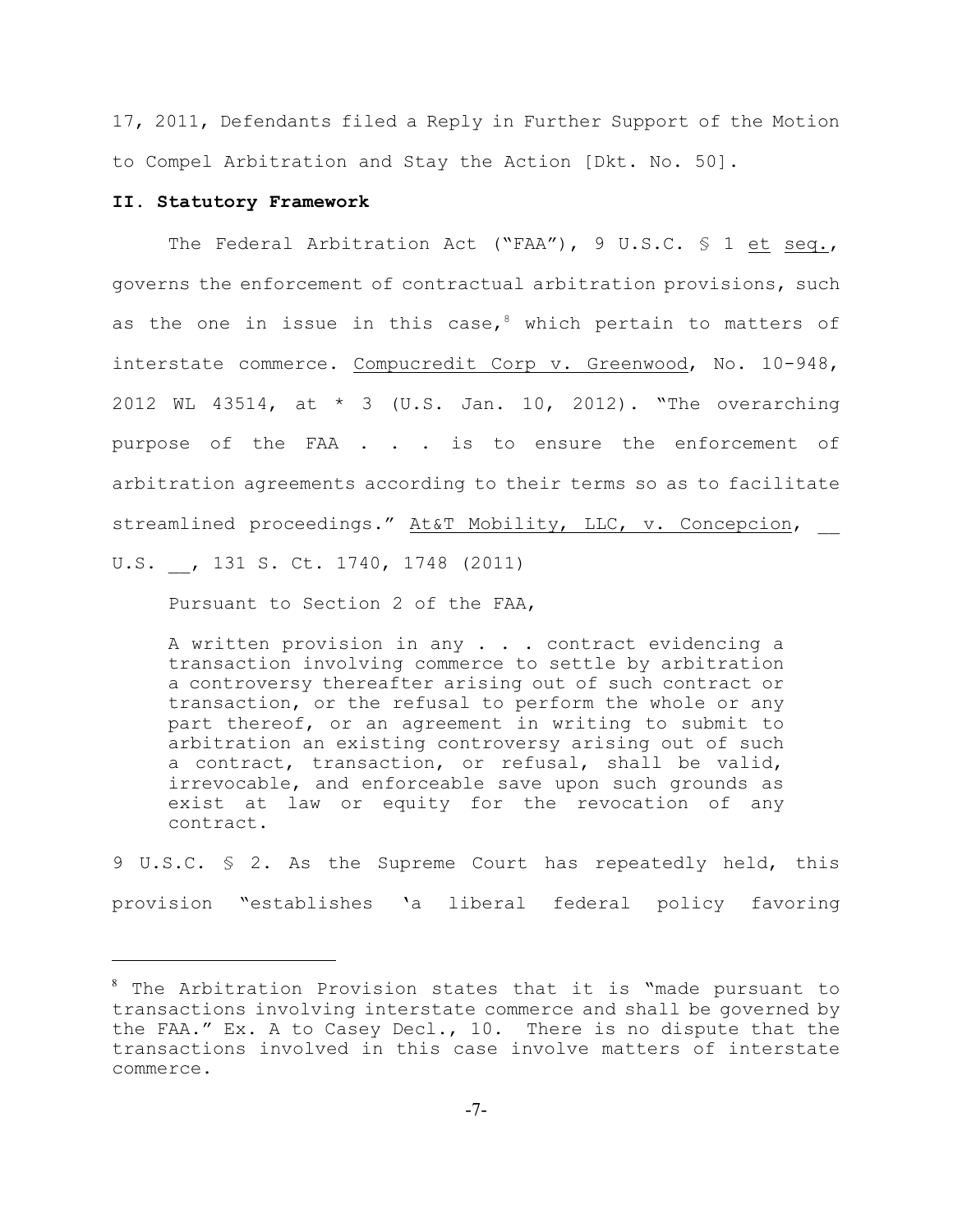17, 2011, Defendants filed a Reply in Further Support of the Motion to Compel Arbitration and Stay the Action [Dkt. No. 50].

**II. Statutory Framework**

The Federal Arbitration Act ("FAA"), 9 U.S.C. § 1 et seq., governs the enforcement of contractual arbitration provisions, such as the one in issue in this case,[8] which pertain to matters of interstate commerce. Compucredit Corp v. Greenwood, No. 10-948, 2012 WL 43514, at * 3 (U.S. Jan. 10, 2012). "The overarching purpose of the FAA . . . is to ensure the enforcement of arbitration agreements according to their terms so as to facilitate streamlined proceedings." At&T Mobility, LLC, v. Concepcion, __ U.S. __, 131 S. Ct. 1740, 1748 (2011)

Pursuant to Section 2 of the FAA,

> A written provision in any . . . contract evidencing a transaction involving commerce to settle by arbitration a controversy thereafter arising out of such contract or transaction, or the refusal to perform the whole or any part thereof, or an agreement in writing to submit to arbitration an existing controversy arising out of such a contract, transaction, or refusal, shall be valid, irrevocable, and enforceable save upon such grounds as exist at law or equity for the revocation of any contract.

9 U.S.C. § 2. As the Supreme Court has repeatedly held, this provision "establishes 'a liberal federal policy favoring

---

[8] The Arbitration Provision states that it is "made pursuant to transactions involving interstate commerce and shall be governed by the FAA." Ex. A to Casey Decl., 10. There is no dispute that the transactions involved in this case involve matters of interstate commerce.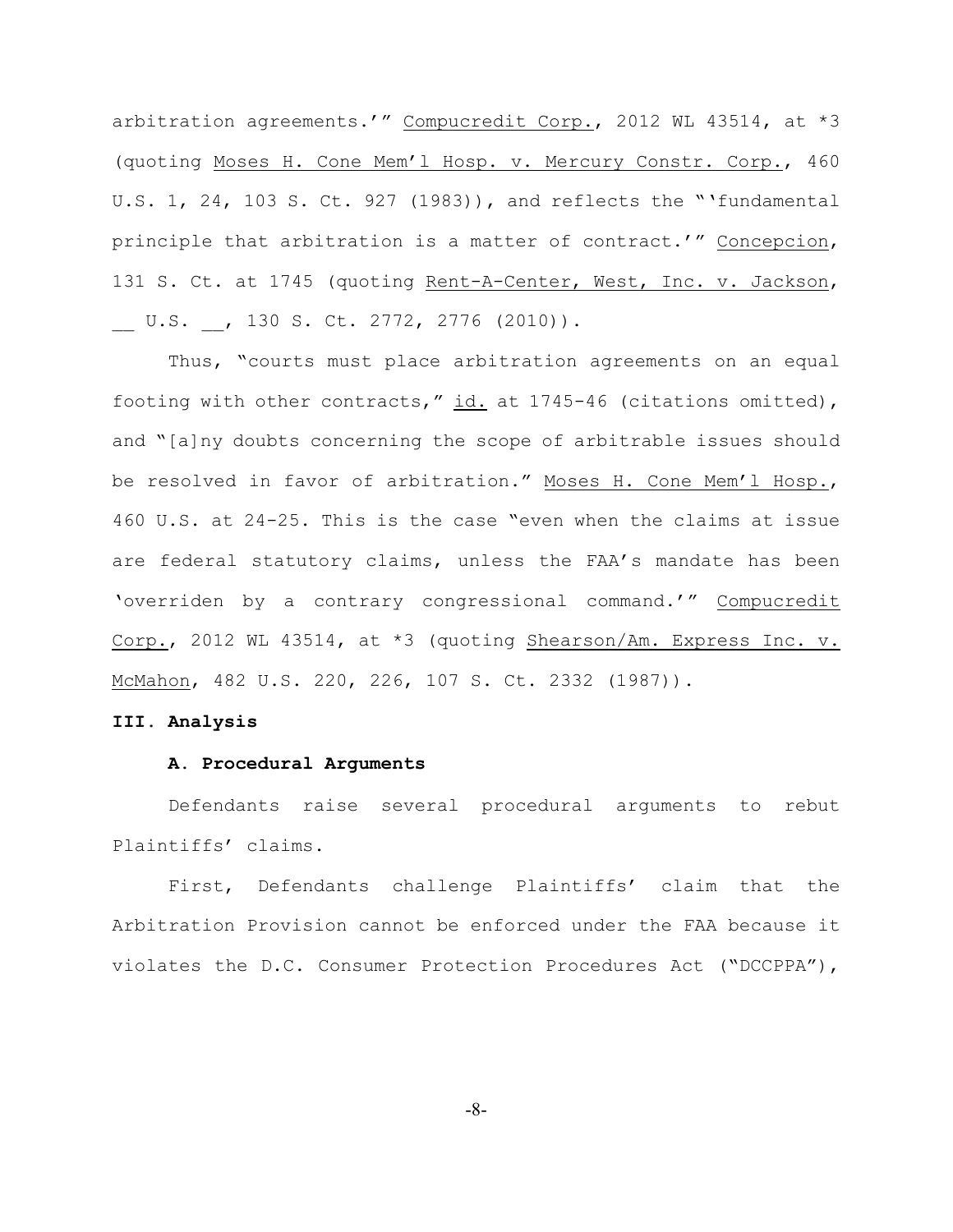arbitration agreements.'" Compucredit Corp., 2012 WL 43514, at *3 (quoting Moses H. Cone Mem'l Hosp. v. Mercury Constr. Corp., 460 U.S. 1, 24, 103 S. Ct. 927 (1983)), and reflects the "'fundamental principle that arbitration is a matter of contract.'" Concepcion, 131 S. Ct. at 1745 (quoting Rent-A-Center, West, Inc. v. Jackson, __ U.S. __, 130 S. Ct. 2772, 2776 (2010)).

Thus, "courts must place arbitration agreements on an equal footing with other contracts," id. at 1745-46 (citations omitted), and "[a]ny doubts concerning the scope of arbitrable issues should be resolved in favor of arbitration." Moses H. Cone Mem'l Hosp., 460 U.S. at 24-25. This is the case "even when the claims at issue are federal statutory claims, unless the FAA's mandate has been 'overriden by a contrary congressional command.'" Compucredit Corp., 2012 WL 43514, at *3 (quoting Shearson/Am. Express Inc. v. McMahon, 482 U.S. 220, 226, 107 S. Ct. 2332 (1987)).

## III. Analysis

### A. Procedural Arguments

Defendants raise several procedural arguments to rebut Plaintiffs' claims.

First, Defendants challenge Plaintiffs' claim that the Arbitration Provision cannot be enforced under the FAA because it violates the D.C. Consumer Protection Procedures Act ("DCCPPA"),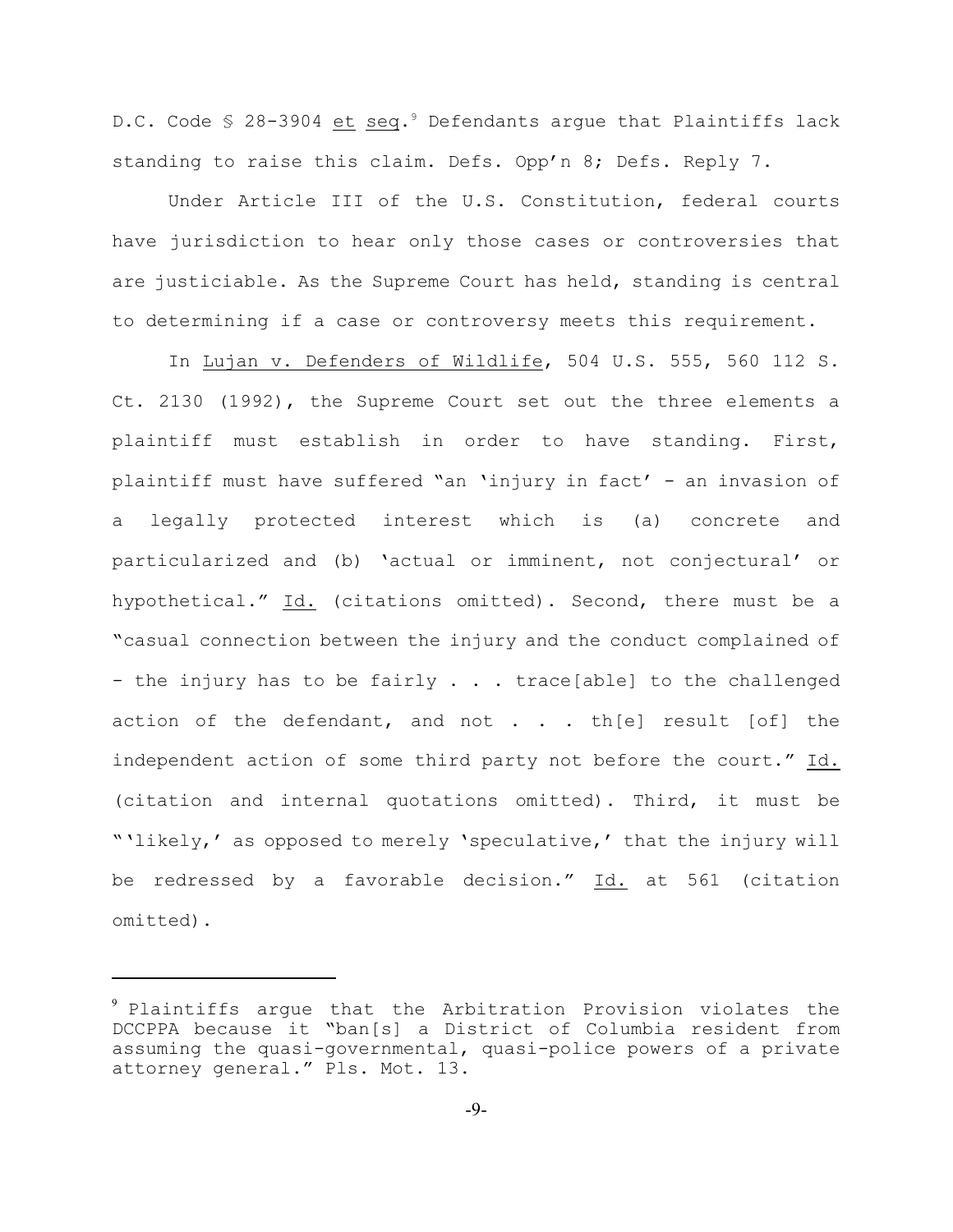D.C. Code § 28-3904 et seq.[9] Defendants argue that Plaintiffs lack standing to raise this claim. Defs. Opp'n 8; Defs. Reply 7.

Under Article III of the U.S. Constitution, federal courts have jurisdiction to hear only those cases or controversies that are justiciable. As the Supreme Court has held, standing is central to determining if a case or controversy meets this requirement.

In Lujan v. Defenders of Wildlife, 504 U.S. 555, 560 112 S. Ct. 2130 (1992), the Supreme Court set out the three elements a plaintiff must establish in order to have standing. First, plaintiff must have suffered "an 'injury in fact' - an invasion of a legally protected interest which is (a) concrete and particularized and (b) 'actual or imminent, not conjectural' or hypothetical." Id. (citations omitted). Second, there must be a "casual connection between the injury and the conduct complained of - the injury has to be fairly . . . trace[able] to the challenged action of the defendant, and not . . . th[e] result [of] the independent action of some third party not before the court." Id. (citation and internal quotations omitted). Third, it must be "'likely,' as opposed to merely 'speculative,' that the injury will be redressed by a favorable decision." Id. at 561 (citation omitted).

---

[9] Plaintiffs argue that the Arbitration Provision violates the DCCPPA because it "ban[s] a District of Columbia resident from assuming the quasi-governmental, quasi-police powers of a private attorney general." Pls. Mot. 13.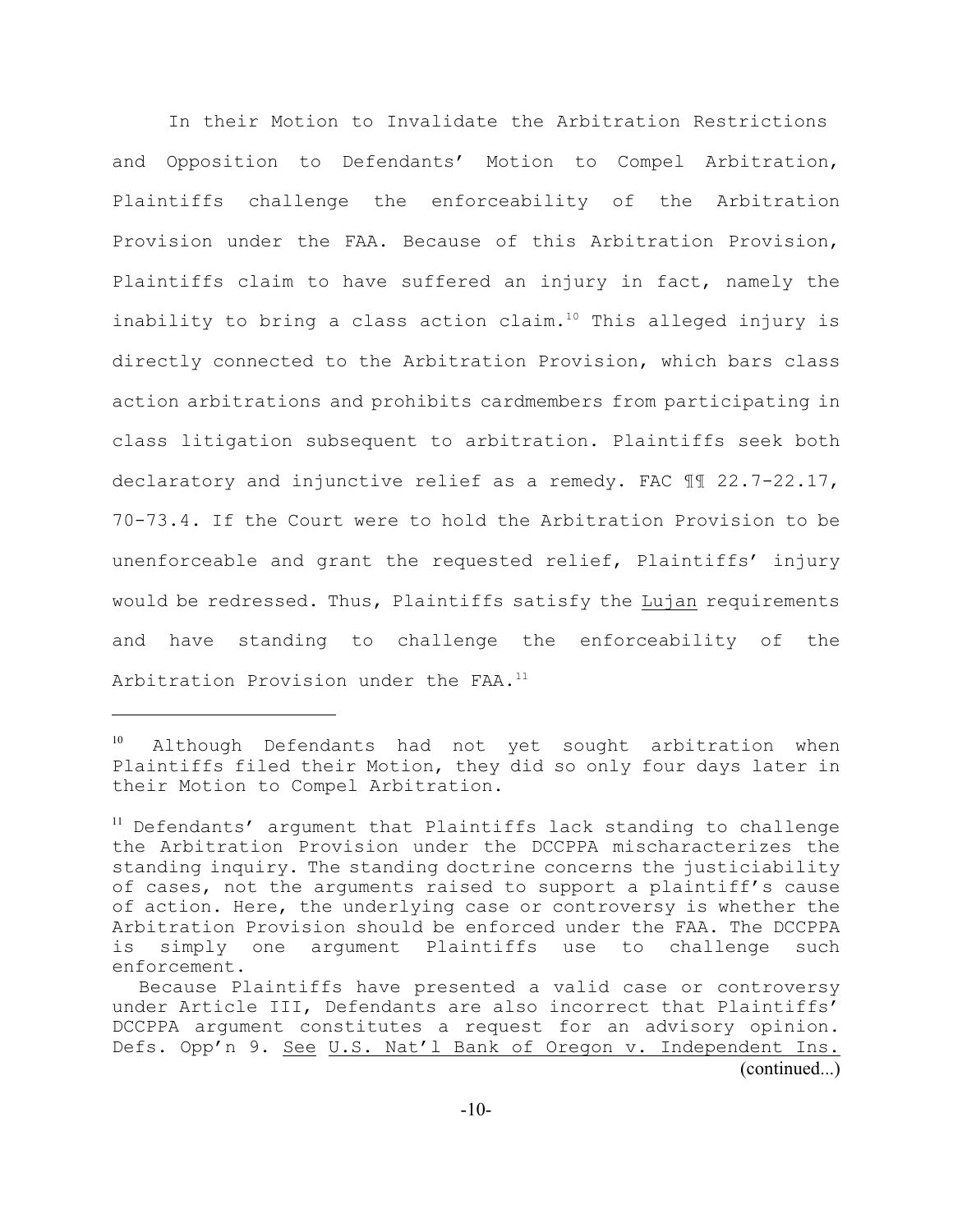In their Motion to Invalidate the Arbitration Restrictions and Opposition to Defendants' Motion to Compel Arbitration, Plaintiffs challenge the enforceability of the Arbitration Provision under the FAA. Because of this Arbitration Provision, Plaintiffs claim to have suffered an injury in fact, namely the inability to bring a class action claim.[10] This alleged injury is directly connected to the Arbitration Provision, which bars class action arbitrations and prohibits cardmembers from participating in class litigation subsequent to arbitration. Plaintiffs seek both declaratory and injunctive relief as a remedy. FAC ¶¶ 22.7-22.17, 70-73.4. If the Court were to hold the Arbitration Provision to be unenforceable and grant the requested relief, Plaintiffs' injury would be redressed. Thus, Plaintiffs satisfy the Lujan requirements and have standing to challenge the enforceability of the Arbitration Provision under the FAA.[11]

---

[10] Although Defendants had not yet sought arbitration when Plaintiffs filed their Motion, they did so only four days later in their Motion to Compel Arbitration.

[11] Defendants' argument that Plaintiffs lack standing to challenge the Arbitration Provision under the DCCPPA mischaracterizes the standing inquiry. The standing doctrine concerns the justiciability of cases, not the arguments raised to support a plaintiff's cause of action. Here, the underlying case or controversy is whether the Arbitration Provision should be enforced under the FAA. The DCCPPA is simply one argument Plaintiffs use to challenge such enforcement.

Because Plaintiffs have presented a valid case or controversy under Article III, Defendants are also incorrect that Plaintiffs' DCCPPA argument constitutes a request for an advisory opinion. Defs. Opp'n 9. See U.S. Nat'l Bank of Oregon v. Independent Ins.

(continued...)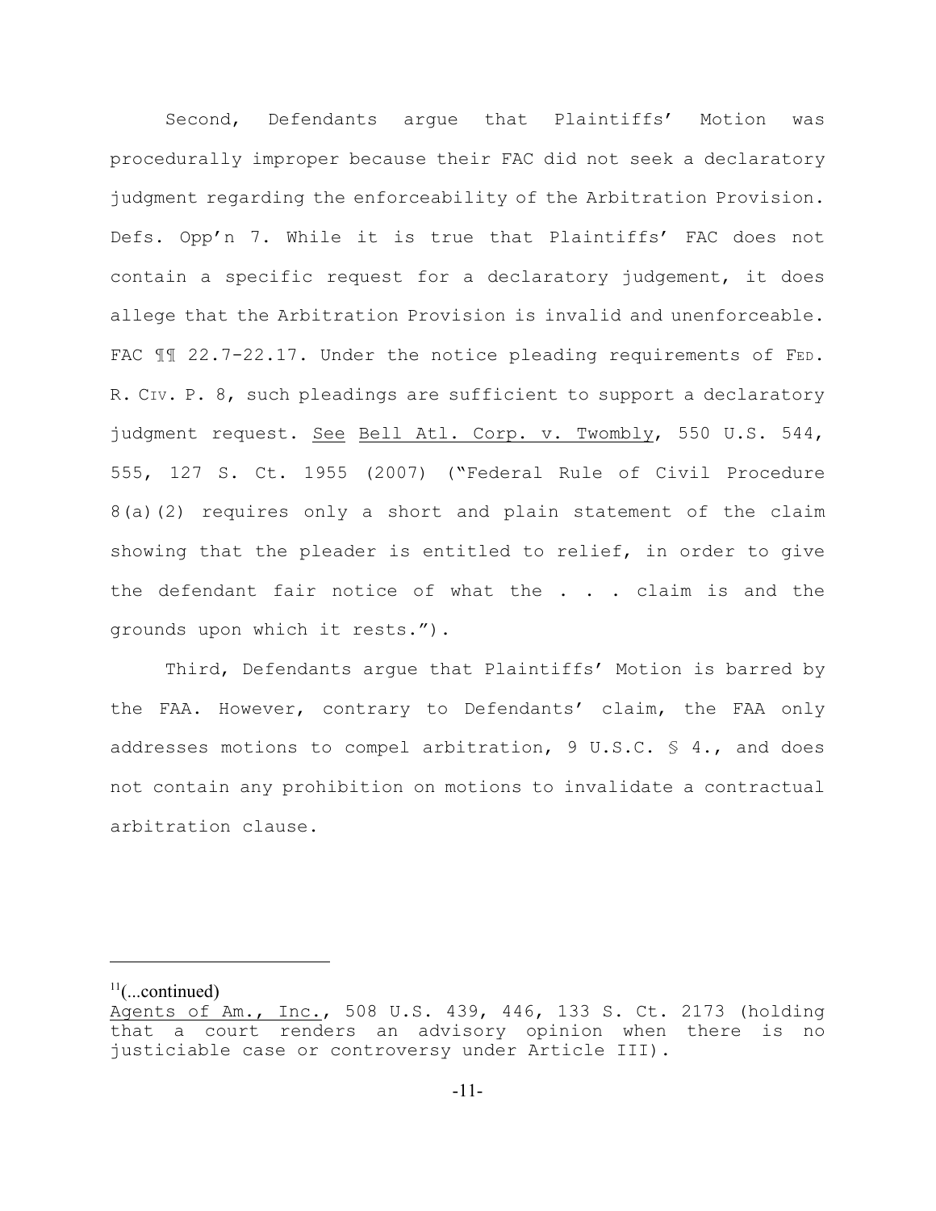Second, Defendants argue that Plaintiffs' Motion was procedurally improper because their FAC did not seek a declaratory judgment regarding the enforceability of the Arbitration Provision. Defs. Opp'n 7. While it is true that Plaintiffs' FAC does not contain a specific request for a declaratory judgement, it does allege that the Arbitration Provision is invalid and unenforceable. FAC ¶¶ 22.7-22.17. Under the notice pleading requirements of FED. R. CIV. P. 8, such pleadings are sufficient to support a declaratory judgment request. See Bell Atl. Corp. v. Twombly, 550 U.S. 544, 555, 127 S. Ct. 1955 (2007) ("Federal Rule of Civil Procedure 8(a)(2) requires only a short and plain statement of the claim showing that the pleader is entitled to relief, in order to give the defendant fair notice of what the . . . claim is and the grounds upon which it rests.").

Third, Defendants argue that Plaintiffs' Motion is barred by the FAA. However, contrary to Defendants' claim, the FAA only addresses motions to compel arbitration, 9 U.S.C. § 4., and does not contain any prohibition on motions to invalidate a contractual arbitration clause.

---

[11](...continued)
Agents of Am., Inc., 508 U.S. 439, 446, 133 S. Ct. 2173 (holding that a court renders an advisory opinion when there is no justiciable case or controversy under Article III).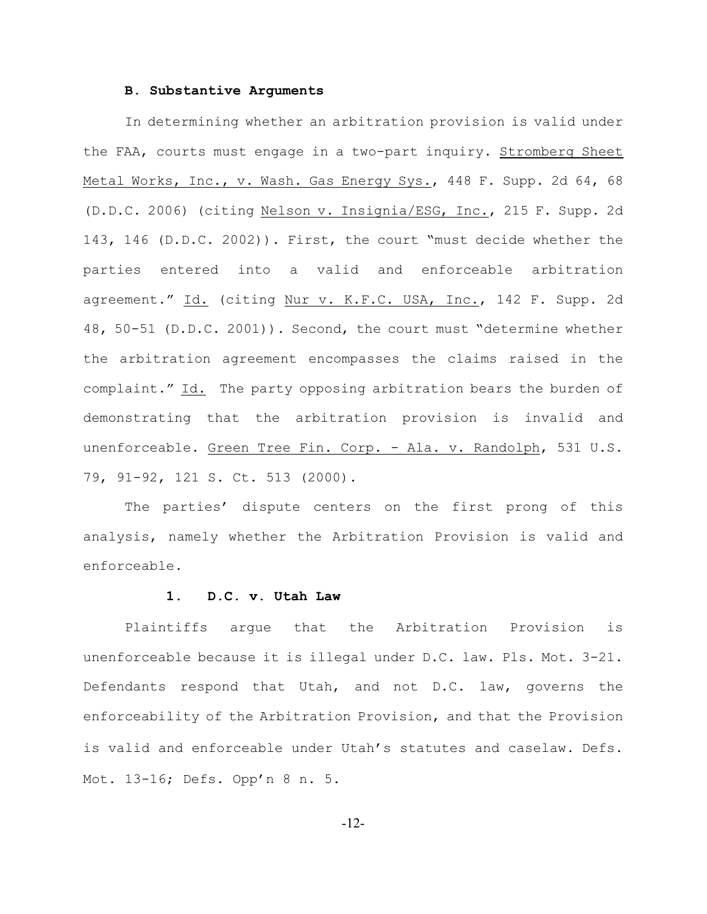### B. Substantive Arguments

In determining whether an arbitration provision is valid under the FAA, courts must engage in a two-part inquiry. Stromberg Sheet Metal Works, Inc., v. Wash. Gas Energy Sys., 448 F. Supp. 2d 64, 68 (D.D.C. 2006) (citing Nelson v. Insignia/ESG, Inc., 215 F. Supp. 2d 143, 146 (D.D.C. 2002)). First, the court "must decide whether the parties entered into a valid and enforceable arbitration agreement." Id. (citing Nur v. K.F.C. USA, Inc., 142 F. Supp. 2d 48, 50-51 (D.D.C. 2001)). Second, the court must "determine whether the arbitration agreement encompasses the claims raised in the complaint." Id. The party opposing arbitration bears the burden of demonstrating that the arbitration provision is invalid and unenforceable. Green Tree Fin. Corp. - Ala. v. Randolph, 531 U.S. 79, 91-92, 121 S. Ct. 513 (2000).

The parties' dispute centers on the first prong of this analysis, namely whether the Arbitration Provision is valid and enforceable.

#### 1. D.C. v. Utah Law

Plaintiffs argue that the Arbitration Provision is unenforceable because it is illegal under D.C. law. Pls. Mot. 3-21. Defendants respond that Utah, and not D.C. law, governs the enforceability of the Arbitration Provision, and that the Provision is valid and enforceable under Utah's statutes and caselaw. Defs. Mot. 13-16; Defs. Opp'n 8 n. 5.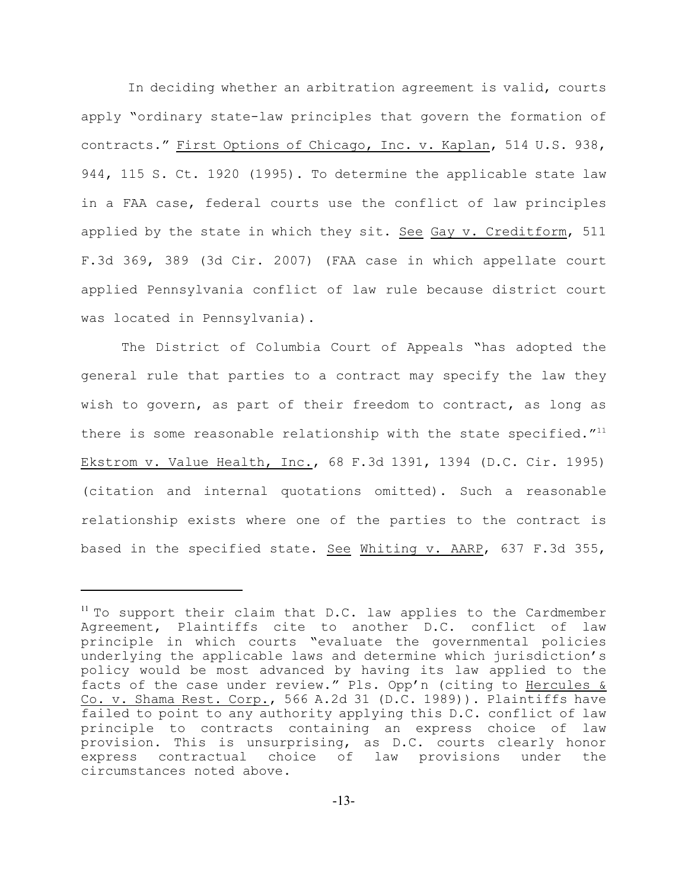In deciding whether an arbitration agreement is valid, courts apply "ordinary state-law principles that govern the formation of contracts." First Options of Chicago, Inc. v. Kaplan, 514 U.S. 938, 944, 115 S. Ct. 1920 (1995). To determine the applicable state law in a FAA case, federal courts use the conflict of law principles applied by the state in which they sit. See Gay v. Creditform, 511 F.3d 369, 389 (3d Cir. 2007) (FAA case in which appellate court applied Pennsylvania conflict of law rule because district court was located in Pennsylvania).

The District of Columbia Court of Appeals "has adopted the general rule that parties to a contract may specify the law they wish to govern, as part of their freedom to contract, as long as there is some reasonable relationship with the state specified."[11] Ekstrom v. Value Health, Inc., 68 F.3d 1391, 1394 (D.C. Cir. 1995) (citation and internal quotations omitted). Such a reasonable relationship exists where one of the parties to the contract is based in the specified state. See Whiting v. AARP, 637 F.3d 355,

---

[11] To support their claim that D.C. law applies to the Cardmember Agreement, Plaintiffs cite to another D.C. conflict of law principle in which courts "evaluate the governmental policies underlying the applicable laws and determine which jurisdiction's policy would be most advanced by having its law applied to the facts of the case under review." Pls. Opp'n (citing to Hercules & Co. v. Shama Rest. Corp., 566 A.2d 31 (D.C. 1989)). Plaintiffs have failed to point to any authority applying this D.C. conflict of law principle to contracts containing an express choice of law provision. This is unsurprising, as D.C. courts clearly honor express contractual choice of law provisions under the circumstances noted above.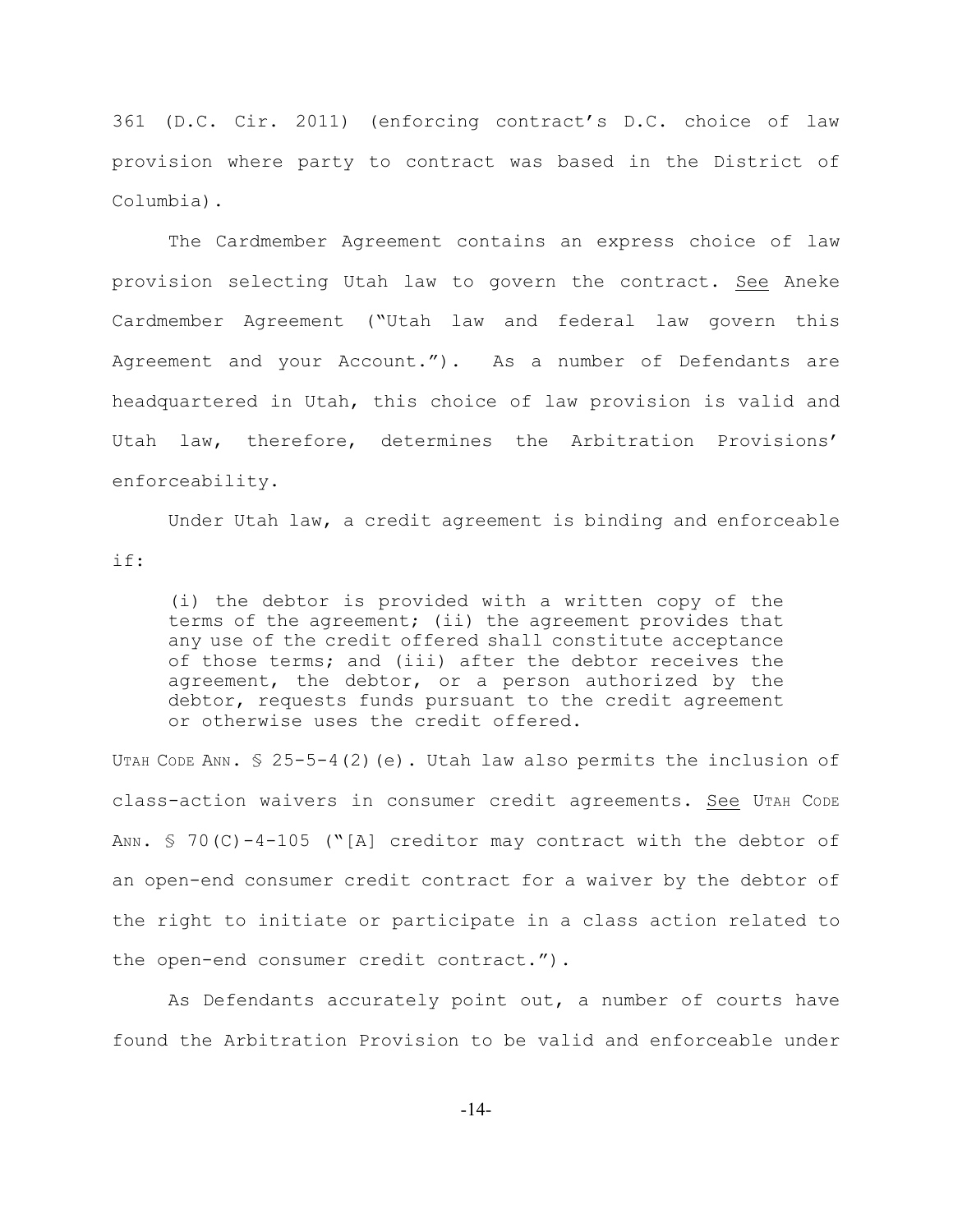361 (D.C. Cir. 2011) (enforcing contract's D.C. choice of law provision where party to contract was based in the District of Columbia).

The Cardmember Agreement contains an express choice of law provision selecting Utah law to govern the contract. See Aneke Cardmember Agreement ("Utah law and federal law govern this Agreement and your Account."). As a number of Defendants are headquartered in Utah, this choice of law provision is valid and Utah law, therefore, determines the Arbitration Provisions' enforceability.

Under Utah law, a credit agreement is binding and enforceable if:

> (i) the debtor is provided with a written copy of the terms of the agreement; (ii) the agreement provides that any use of the credit offered shall constitute acceptance of those terms; and (iii) after the debtor receives the agreement, the debtor, or a person authorized by the debtor, requests funds pursuant to the credit agreement or otherwise uses the credit offered.

UTAH CODE ANN. § 25-5-4(2)(e). Utah law also permits the inclusion of class-action waivers in consumer credit agreements. See UTAH CODE ANN. § 70(C)-4-105 ("[A] creditor may contract with the debtor of an open-end consumer credit contract for a waiver by the debtor of the right to initiate or participate in a class action related to the open-end consumer credit contract.").

As Defendants accurately point out, a number of courts have found the Arbitration Provision to be valid and enforceable under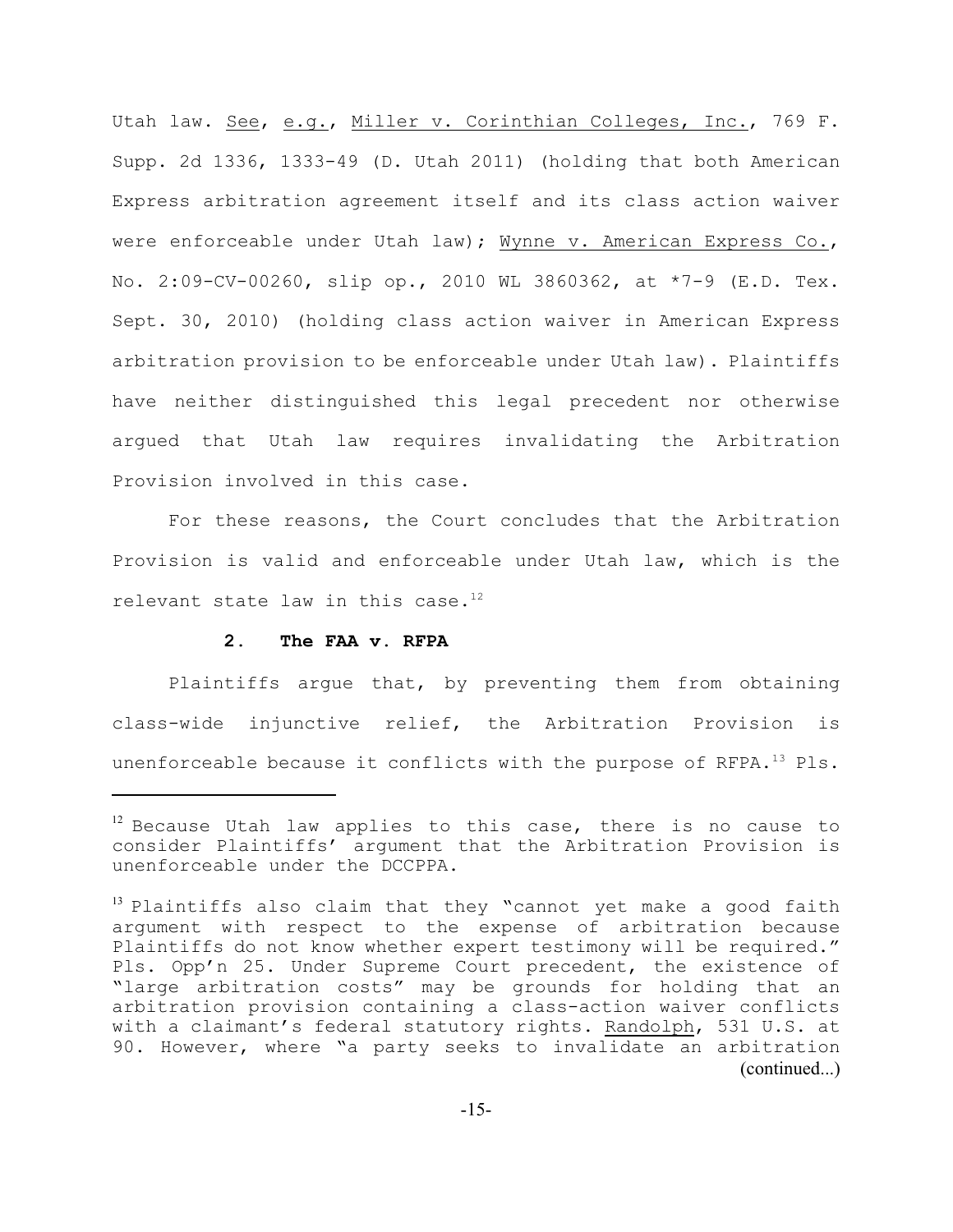Utah law. See, e.g., Miller v. Corinthian Colleges, Inc., 769 F. Supp. 2d 1336, 1333-49 (D. Utah 2011) (holding that both American Express arbitration agreement itself and its class action waiver were enforceable under Utah law); Wynne v. American Express Co., No. 2:09-CV-00260, slip op., 2010 WL 3860362, at *7-9 (E.D. Tex. Sept. 30, 2010) (holding class action waiver in American Express arbitration provision to be enforceable under Utah law). Plaintiffs have neither distinguished this legal precedent nor otherwise argued that Utah law requires invalidating the Arbitration Provision involved in this case.

For these reasons, the Court concludes that the Arbitration Provision is valid and enforceable under Utah law, which is the relevant state law in this case.[12]

### 2. The FAA v. RFPA

Plaintiffs argue that, by preventing them from obtaining class-wide injunctive relief, the Arbitration Provision is unenforceable because it conflicts with the purpose of RFPA.[13] Pls.

---

[12] Because Utah law applies to this case, there is no cause to consider Plaintiffs' argument that the Arbitration Provision is unenforceable under the DCCPPA.

[13] Plaintiffs also claim that they "cannot yet make a good faith argument with respect to the expense of arbitration because Plaintiffs do not know whether expert testimony will be required." Pls. Opp'n 25. Under Supreme Court precedent, the existence of "large arbitration costs" may be grounds for holding that an arbitration provision containing a class-action waiver conflicts with a claimant's federal statutory rights. Randolph, 531 U.S. at 90. However, where "a party seeks to invalidate an arbitration (continued...)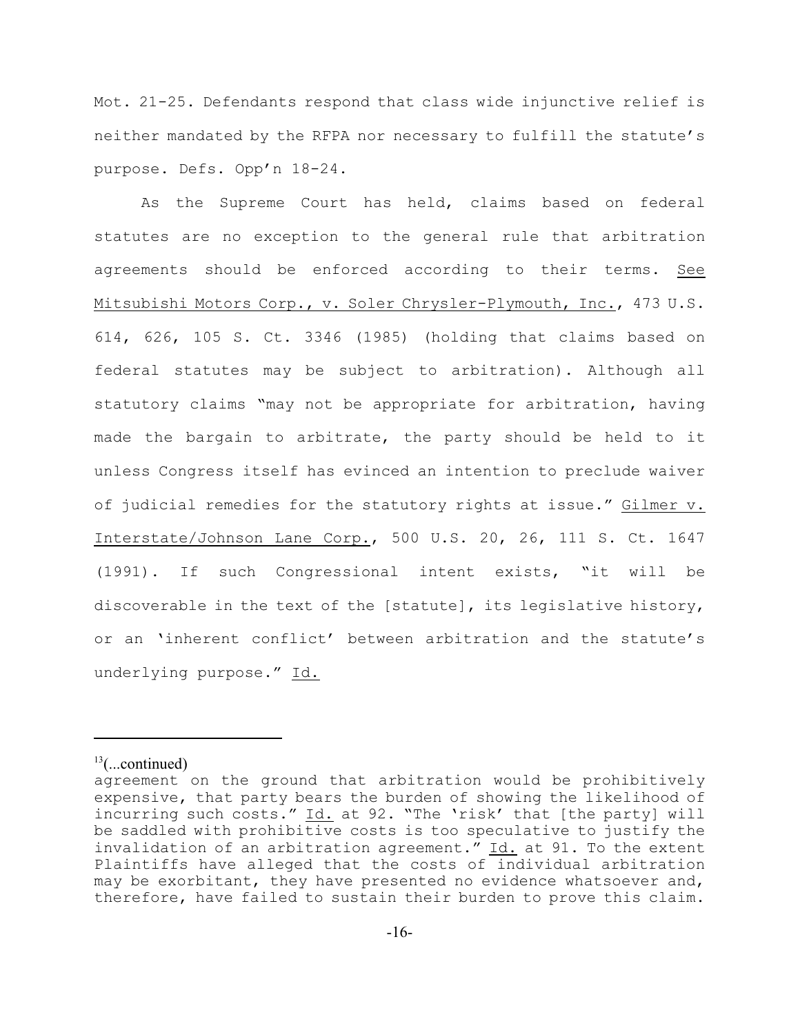Mot. 21-25. Defendants respond that class wide injunctive relief is neither mandated by the RFPA nor necessary to fulfill the statute's purpose. Defs. Opp'n 18-24.

As the Supreme Court has held, claims based on federal statutes are no exception to the general rule that arbitration agreements should be enforced according to their terms. See Mitsubishi Motors Corp., v. Soler Chrysler-Plymouth, Inc., 473 U.S. 614, 626, 105 S. Ct. 3346 (1985) (holding that claims based on federal statutes may be subject to arbitration). Although all statutory claims "may not be appropriate for arbitration, having made the bargain to arbitrate, the party should be held to it unless Congress itself has evinced an intention to preclude waiver of judicial remedies for the statutory rights at issue." Gilmer v. Interstate/Johnson Lane Corp., 500 U.S. 20, 26, 111 S. Ct. 1647 (1991). If such Congressional intent exists, "it will be discoverable in the text of the [statute], its legislative history, or an 'inherent conflict' between arbitration and the statute's underlying purpose." Id.

---

[13](...continued)
agreement on the ground that arbitration would be prohibitively expensive, that party bears the burden of showing the likelihood of incurring such costs." Id. at 92. "The 'risk' that [the party] will be saddled with prohibitive costs is too speculative to justify the invalidation of an arbitration agreement." Id. at 91. To the extent Plaintiffs have alleged that the costs of individual arbitration may be exorbitant, they have presented no evidence whatsoever and, therefore, have failed to sustain their burden to prove this claim.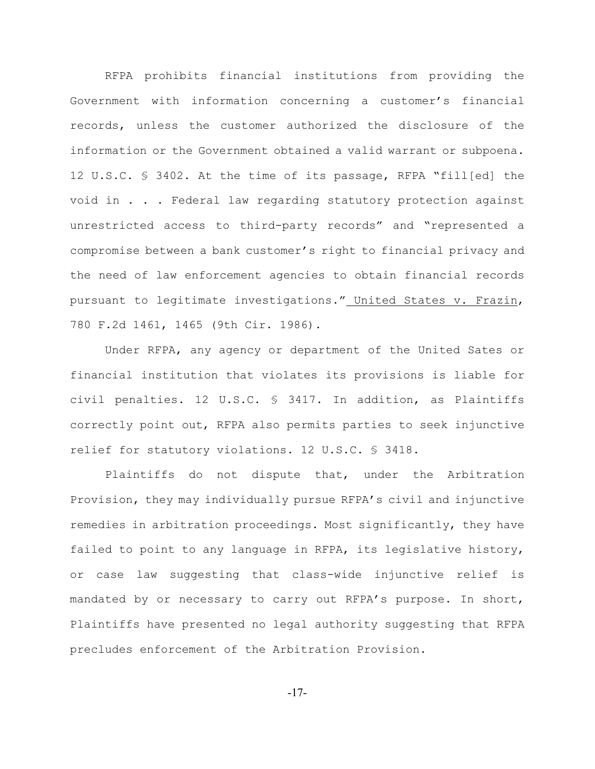RFPA prohibits financial institutions from providing the Government with information concerning a customer's financial records, unless the customer authorized the disclosure of the information or the Government obtained a valid warrant or subpoena. 12 U.S.C. § 3402. At the time of its passage, RFPA "fill[ed] the void in . . . Federal law regarding statutory protection against unrestricted access to third-party records" and "represented a compromise between a bank customer's right to financial privacy and the need of law enforcement agencies to obtain financial records pursuant to legitimate investigations." United States v. Frazin, 780 F.2d 1461, 1465 (9th Cir. 1986).

Under RFPA, any agency or department of the United Sates or financial institution that violates its provisions is liable for civil penalties. 12 U.S.C. § 3417. In addition, as Plaintiffs correctly point out, RFPA also permits parties to seek injunctive relief for statutory violations. 12 U.S.C. § 3418.

Plaintiffs do not dispute that, under the Arbitration Provision, they may individually pursue RFPA's civil and injunctive remedies in arbitration proceedings. Most significantly, they have failed to point to any language in RFPA, its legislative history, or case law suggesting that class-wide injunctive relief is mandated by or necessary to carry out RFPA's purpose. In short, Plaintiffs have presented no legal authority suggesting that RFPA precludes enforcement of the Arbitration Provision.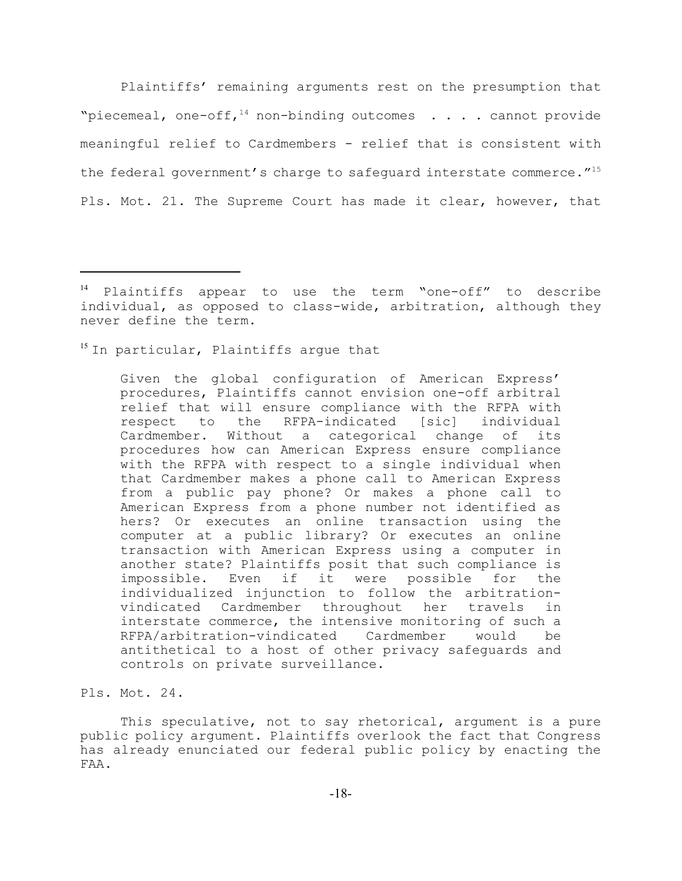Plaintiffs' remaining arguments rest on the presumption that "piecemeal, one-off,[14] non-binding outcomes . . . . cannot provide meaningful relief to Cardmembers - relief that is consistent with the federal government's charge to safeguard interstate commerce."[15] Pls. Mot. 21. The Supreme Court has made it clear, however, that

---

[14] Plaintiffs appear to use the term "one-off" to describe individual, as opposed to class-wide, arbitration, although they never define the term.

[15] In particular, Plaintiffs argue that

> Given the global configuration of American Express' procedures, Plaintiffs cannot envision one-off arbitral relief that will ensure compliance with the RFPA with respect to the RFPA-indicated [sic] individual Cardmember. Without a categorical change of its procedures how can American Express ensure compliance with the RFPA with respect to a single individual when that Cardmember makes a phone call to American Express from a public pay phone? Or makes a phone call to American Express from a phone number not identified as hers? Or executes an online transaction using the computer at a public library? Or executes an online transaction with American Express using a computer in another state? Plaintiffs posit that such compliance is impossible. Even if it were possible for the individualized injunction to follow the arbitration-vindicated Cardmember throughout her travels in interstate commerce, the intensive monitoring of such a RFPA/arbitration-vindicated Cardmember would be antithetical to a host of other privacy safeguards and controls on private surveillance.

Pls. Mot. 24.

This speculative, not to say rhetorical, argument is a pure public policy argument. Plaintiffs overlook the fact that Congress has already enunciated our federal public policy by enacting the FAA.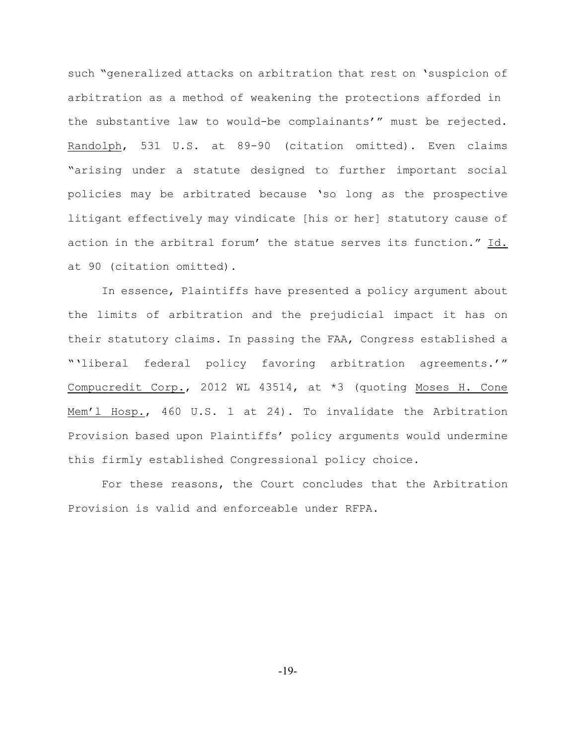such "generalized attacks on arbitration that rest on 'suspicion of arbitration as a method of weakening the protections afforded in the substantive law to would-be complainants'" must be rejected. Randolph, 531 U.S. at 89-90 (citation omitted). Even claims "arising under a statute designed to further important social policies may be arbitrated because 'so long as the prospective litigant effectively may vindicate [his or her] statutory cause of action in the arbitral forum' the statue serves its function." Id. at 90 (citation omitted).

In essence, Plaintiffs have presented a policy argument about the limits of arbitration and the prejudicial impact it has on their statutory claims. In passing the FAA, Congress established a "'liberal federal policy favoring arbitration agreements.'" Compucredit Corp., 2012 WL 43514, at *3 (quoting Moses H. Cone Mem'l Hosp., 460 U.S. 1 at 24). To invalidate the Arbitration Provision based upon Plaintiffs' policy arguments would undermine this firmly established Congressional policy choice.

For these reasons, the Court concludes that the Arbitration Provision is valid and enforceable under RFPA.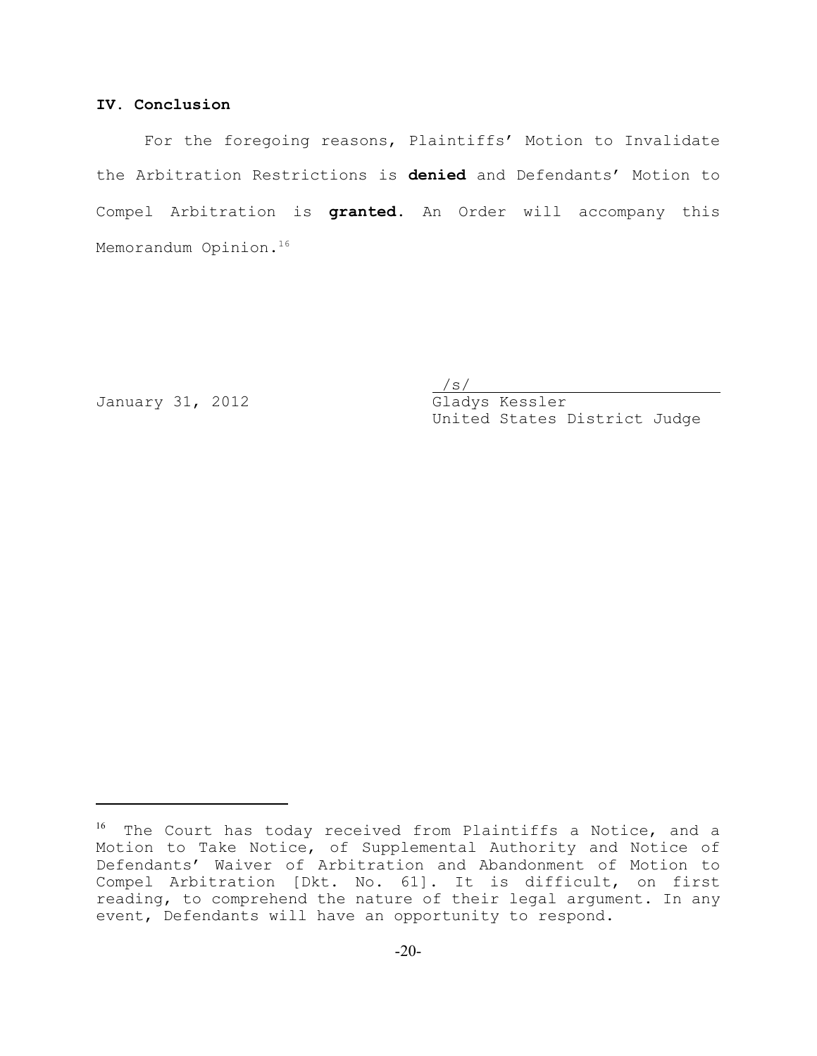## IV. Conclusion

For the foregoing reasons, Plaintiffs' Motion to Invalidate the Arbitration Restrictions is **denied** and Defendants' Motion to Compel Arbitration is **granted**. An Order will accompany this Memorandum Opinion.[16]

January 31, 2012

/s/
Gladys Kessler
United States District Judge

---

[16] The Court has today received from Plaintiffs a Notice, and a Motion to Take Notice, of Supplemental Authority and Notice of Defendants' Waiver of Arbitration and Abandonment of Motion to Compel Arbitration [Dkt. No. 61]. It is difficult, on first reading, to comprehend the nature of their legal argument. In any event, Defendants will have an opportunity to respond.